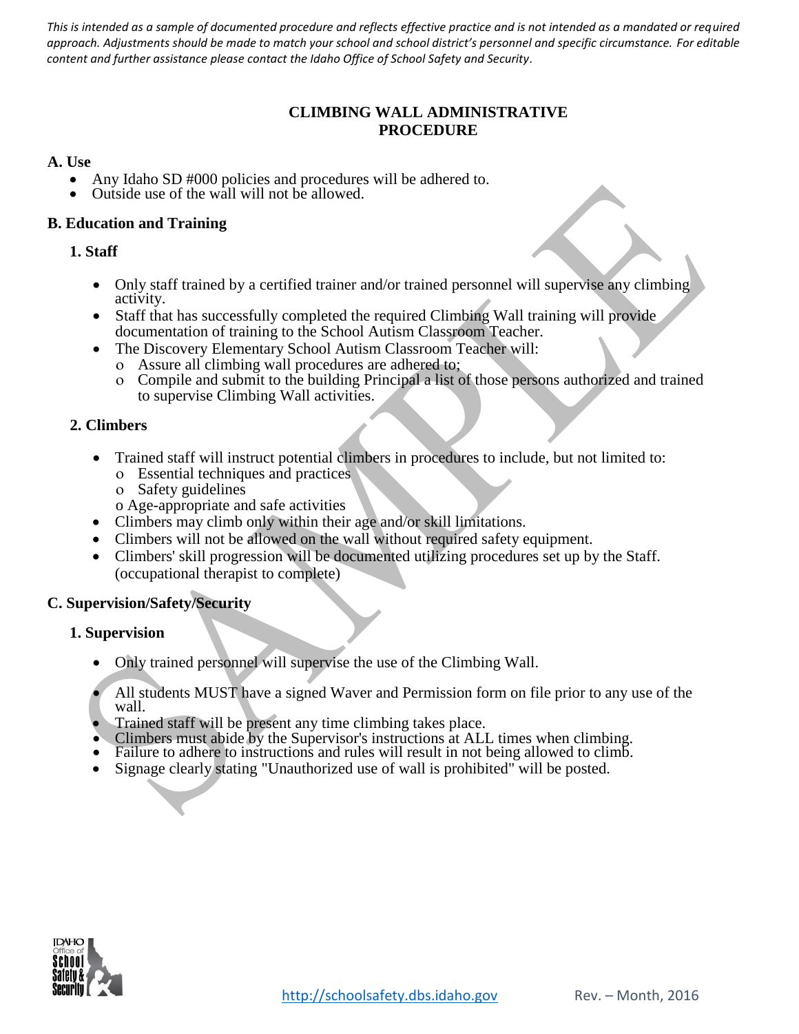*This is intended as a sample of documented procedure and reflects effective practice and is not intended as a mandated or required approach. Adjustments should be made to match your school and school district's personnel and specific circumstance. For editable content and further assistance please contact the Idaho Office of School Safety and Security.*

# CLIMBING WALL ADMINISTRATIVE PROCEDURE

## A. Use

- Any Idaho SD #000 policies and procedures will be adhered to.
- Outside use of the wall will not be allowed.

## B. Education and Training

### 1. Staff

- Only staff trained by a certified trainer and/or trained personnel will supervise any climbing activity.
- Staff that has successfully completed the required Climbing Wall training will provide documentation of training to the School Autism Classroom Teacher.
- The Discovery Elementary School Autism Classroom Teacher will:
  - Assure all climbing wall procedures are adhered to;
  - Compile and submit to the building Principal a list of those persons authorized and trained to supervise Climbing Wall activities.

### 2. Climbers

- Trained staff will instruct potential climbers in procedures to include, but not limited to:
  - Essential techniques and practices
  - Safety guidelines
  - Age-appropriate and safe activities
- Climbers may climb only within their age and/or skill limitations.
- Climbers will not be allowed on the wall without required safety equipment.
- Climbers' skill progression will be documented utilizing procedures set up by the Staff. (occupational therapist to complete)

## C. Supervision/Safety/Security

### 1. Supervision

- Only trained personnel will supervise the use of the Climbing Wall.
- All students MUST have a signed Waver and Permission form on file prior to any use of the wall.
- Trained staff will be present any time climbing takes place.
- Climbers must abide by the Supervisor's instructions at ALL times when climbing.
- Failure to adhere to instructions and rules will result in not being allowed to climb.
- Signage clearly stating "Unauthorized use of wall is prohibited" will be posted.

http://schoolsafety.dbs.idaho.gov Rev. – Month, 2016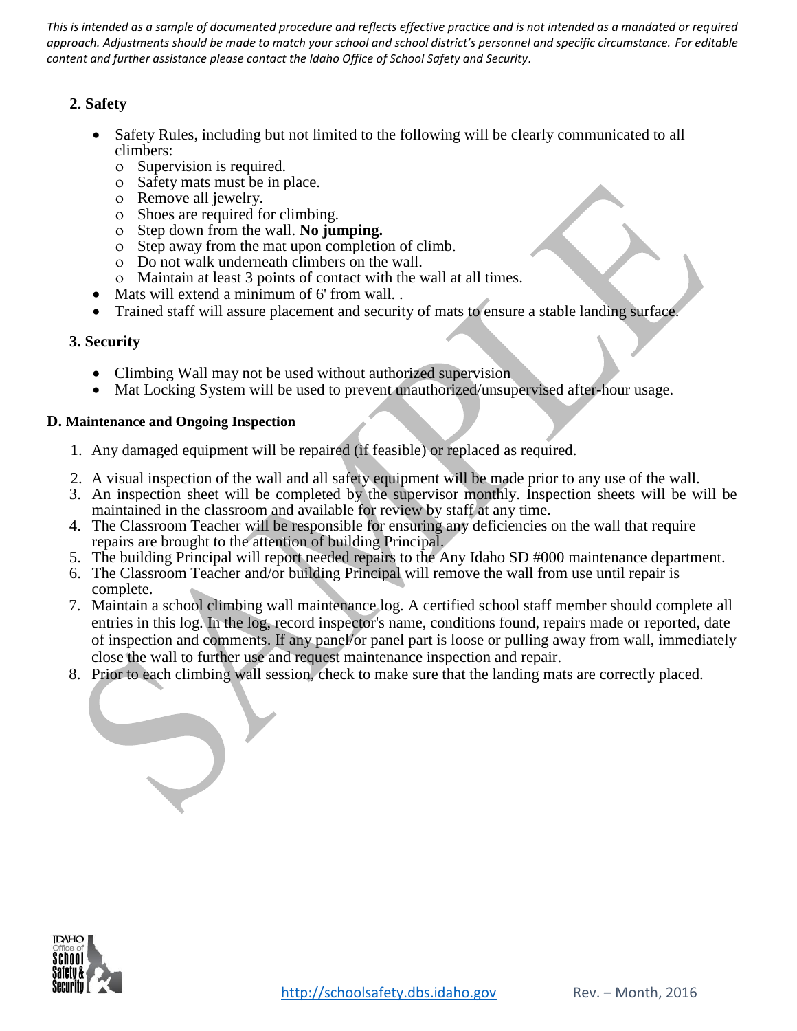*This is intended as a sample of documented procedure and reflects effective practice and is not intended as a mandated or required approach. Adjustments should be made to match your school and school district's personnel and specific circumstance. For editable content and further assistance please contact the Idaho Office of School Safety and Security.*

### 2. Safety

- Safety Rules, including but not limited to the following will be clearly communicated to all climbers:
  - Supervision is required.
  - Safety mats must be in place.
  - Remove all jewelry.
  - Shoes are required for climbing.
  - Step down from the wall. **No jumping.**
  - Step away from the mat upon completion of climb.
  - Do not walk underneath climbers on the wall.
  - Maintain at least 3 points of contact with the wall at all times.
- Mats will extend a minimum of 6' from wall. .
- Trained staff will assure placement and security of mats to ensure a stable landing surface.

### 3. Security

- Climbing Wall may not be used without authorized supervision
- Mat Locking System will be used to prevent unauthorized/unsupervised after-hour usage.

## D. Maintenance and Ongoing Inspection

1. Any damaged equipment will be repaired (if feasible) or replaced as required.
2. A visual inspection of the wall and all safety equipment will be made prior to any use of the wall.
3. An inspection sheet will be completed by the supervisor monthly. Inspection sheets will be will be maintained in the classroom and available for review by staff at any time.
4. The Classroom Teacher will be responsible for ensuring any deficiencies on the wall that require repairs are brought to the attention of building Principal.
5. The building Principal will report needed repairs to the Any Idaho SD #000 maintenance department.
6. The Classroom Teacher and/or building Principal will remove the wall from use until repair is complete.
7. Maintain a school climbing wall maintenance log. A certified school staff member should complete all entries in this log. In the log, record inspector's name, conditions found, repairs made or reported, date of inspection and comments. If any panel/or panel part is loose or pulling away from wall, immediately close the wall to further use and request maintenance inspection and repair.
8. Prior to each climbing wall session, check to make sure that the landing mats are correctly placed.